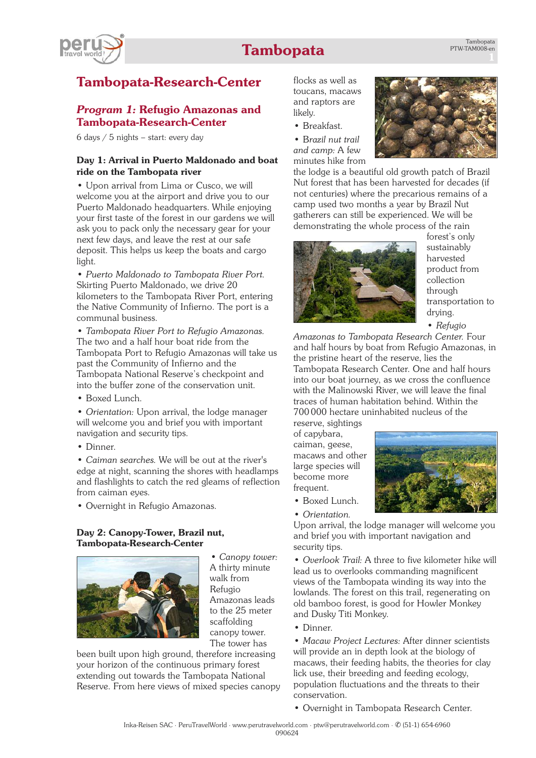# Tambopata-Research-Center

## *Program 1:* Refugio Amazonas and Tambopata-Research-Center

6 days / 5 nights – start: every day

### Day 1: Arrival in Puerto Maldonado and boat ride on the Tambopata river

• Upon arrival from Lima or Cusco, we will welcome you at the airport and drive you to our Puerto Maldonado headquarters. While enjoying your first taste of the forest in our gardens we will ask you to pack only the necessary gear for your next few days, and leave the rest at our safe deposit. This helps us keep the boats and cargo light.

• *Puerto Maldonado to Tambopata River Port.* Skirting Puerto Maldonado, we drive 20 kilometers to the Tambopata River Port, entering the Native Community of Infierno. The port is a communal business.

• *Tambopata River Port to Refugio Amazonas.* The two and a half hour boat ride from the Tambopata Port to Refugio Amazonas will take us past the Community of Infierno and the Tambopata National Reserve's checkpoint and into the buffer zone of the conservation unit.

• Boxed Lunch.

• *Orientation:* Upon arrival, the lodge manager will welcome you and brief you with important navigation and security tips.

• Dinner.

• *Caiman searches.* We will be out at the river's edge at night, scanning the shores with headlamps and flashlights to catch the red gleams of reflection from caiman eyes.

• Overnight in Refugio Amazonas.

### Day 2: Canopy-Tower, Brazil nut, Tambopata-Research-Center

• *Canopy tower:* A thirty minute walk from Refugio Amazonas leads to the 25 meter scaffolding canopy tower. The tower has been built upon high ground, therefore increasing your horizon of the continuous primary forest extending out towards the Tambopata National Reserve. From here views of mixed species canopy flocks as well as toucans, macaws and raptors are likely.

• Breakfast.

• *Brazil nut trail and camp:* A few minutes hike from the lodge is a beautiful old growth patch of Brazil Nut forest that has been harvested for decades (if not centuries) where the precarious remains of a camp used two months a year by Brazil Nut gatherers can still be experienced. We will be demonstrating the whole process of the rain forest's only sustainably harvested product from collection through transportation to drying.

• *Refugio Amazonas to Tambopata Research Center.* Four and half hours by boat from Refugio Amazonas, in the pristine heart of the reserve, lies the Tambopata Research Center. One and half hours into our boat journey, as we cross the confluence with the Malinowski River, we will leave the final traces of human habitation behind. Within the 700 000 hectare uninhabited nucleus of the reserve, sightings of capybara, caiman, geese, macaws and other large species will become more frequent.

• Boxed Lunch.

• *Orientation.*
Upon arrival, the lodge manager will welcome you and brief you with important navigation and security tips.

• *Overlook Trail:* A three to five kilometer hike will lead us to overlooks commanding magnificent views of the Tambopata winding its way into the lowlands. The forest on this trail, regenerating on old bamboo forest, is good for Howler Monkey and Dusky Titi Monkey.

• Dinner.

• *Macaw Project Lectures:* After dinner scientists will provide an in depth look at the biology of macaws, their feeding habits, the theories for clay lick use, their breeding and feeding ecology, population fluctuations and the threats to their conservation.

• Overnight in Tambopata Research Center.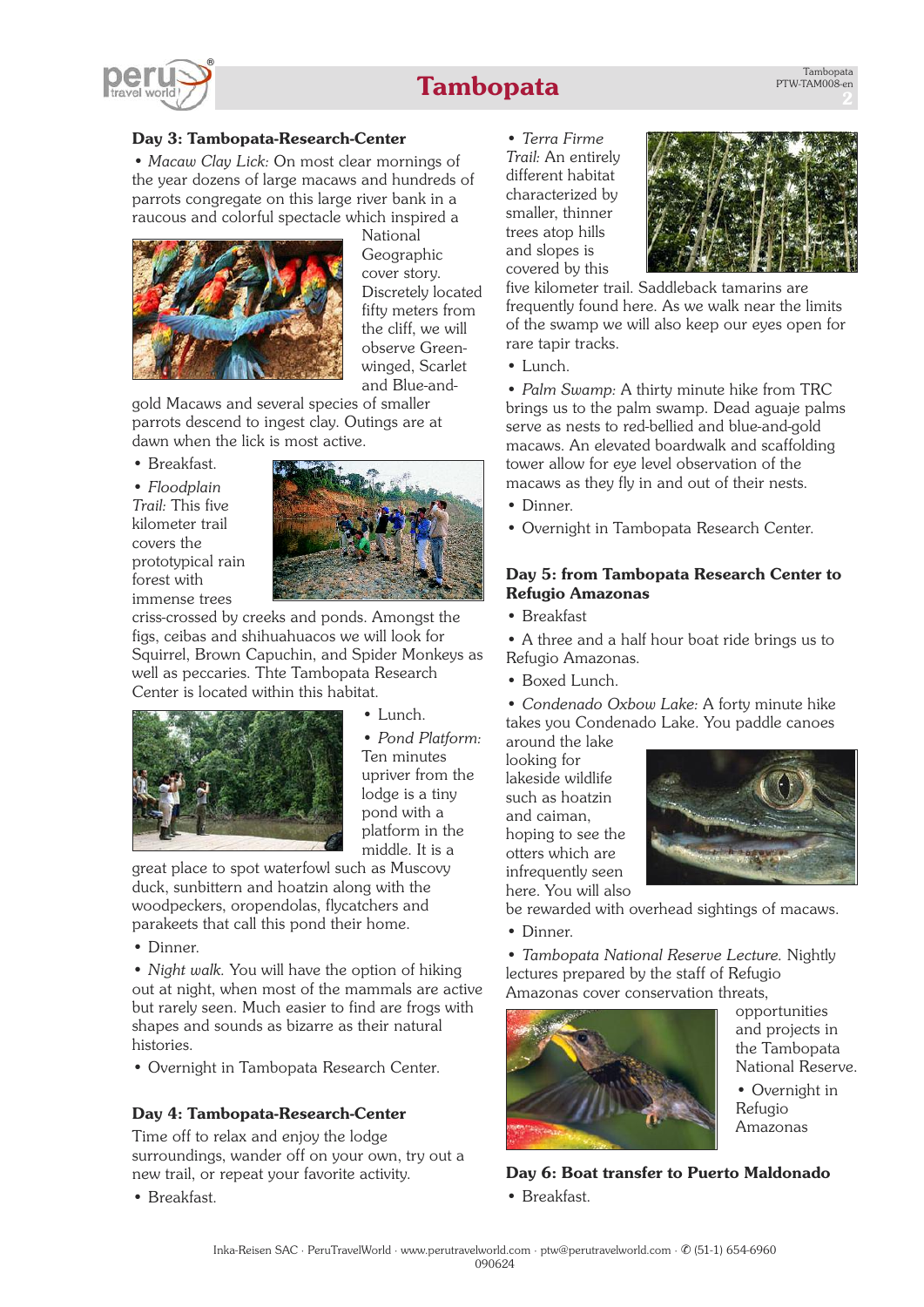### Day 3: Tambopata-Research-Center

• *Macaw Clay Lick:* On most clear mornings of the year dozens of large macaws and hundreds of parrots congregate on this large river bank in a raucous and colorful spectacle which inspired a National Geographic cover story. Discretely located fifty meters from the cliff, we will observe Green-winged, Scarlet and Blue-and-gold Macaws and several species of smaller parrots descend to ingest clay. Outings are at dawn when the lick is most active.

• Breakfast.

• *Floodplain Trail:* This five kilometer trail covers the prototypical rain forest with immense trees criss-crossed by creeks and ponds. Amongst the figs, ceibas and shihuahuacos we will look for Squirrel, Brown Capuchin, and Spider Monkeys as well as peccaries. Thte Tambopata Research Center is located within this habitat.

• Lunch.

• *Pond Platform:* Ten minutes upriver from the lodge is a tiny pond with a platform in the middle. It is a great place to spot waterfowl such as Muscovy duck, sunbittern and hoatzin along with the woodpeckers, oropendolas, flycatchers and parakeets that call this pond their home.

• Dinner.

• *Night walk.* You will have the option of hiking out at night, when most of the mammals are active but rarely seen. Much easier to find are frogs with shapes and sounds as bizarre as their natural histories.

• Overnight in Tambopata Research Center.

### Day 4: Tambopata-Research-Center

Time off to relax and enjoy the lodge surroundings, wander off on your own, try out a new trail, or repeat your favorite activity.

• Breakfast.

• *Terra Firme Trail:* An entirely different habitat characterized by smaller, thinner trees atop hills and slopes is covered by this five kilometer trail. Saddleback tamarins are frequently found here. As we walk near the limits of the swamp we will also keep our eyes open for rare tapir tracks.

• Lunch.

• *Palm Swamp:* A thirty minute hike from TRC brings us to the palm swamp. Dead aguaje palms serve as nests to red-bellied and blue-and-gold macaws. An elevated boardwalk and scaffolding tower allow for eye level observation of the macaws as they fly in and out of their nests.

• Dinner.

• Overnight in Tambopata Research Center.

### Day 5: from Tambopata Research Center to Refugio Amazonas

• Breakfast

• A three and a half hour boat ride brings us to Refugio Amazonas.

• Boxed Lunch.

• *Condenado Oxbow Lake:* A forty minute hike takes you Condenado Lake. You paddle canoes around the lake looking for lakeside wildlife such as hoatzin and caiman, hoping to see the otters which are infrequently seen here. You will also be rewarded with overhead sightings of macaws.

• Dinner.

• *Tambopata National Reserve Lecture.* Nightly lectures prepared by the staff of Refugio Amazonas cover conservation threats, opportunities and projects in the Tambopata National Reserve.

• Overnight in Refugio Amazonas

### Day 6: Boat transfer to Puerto Maldonado

• Breakfast.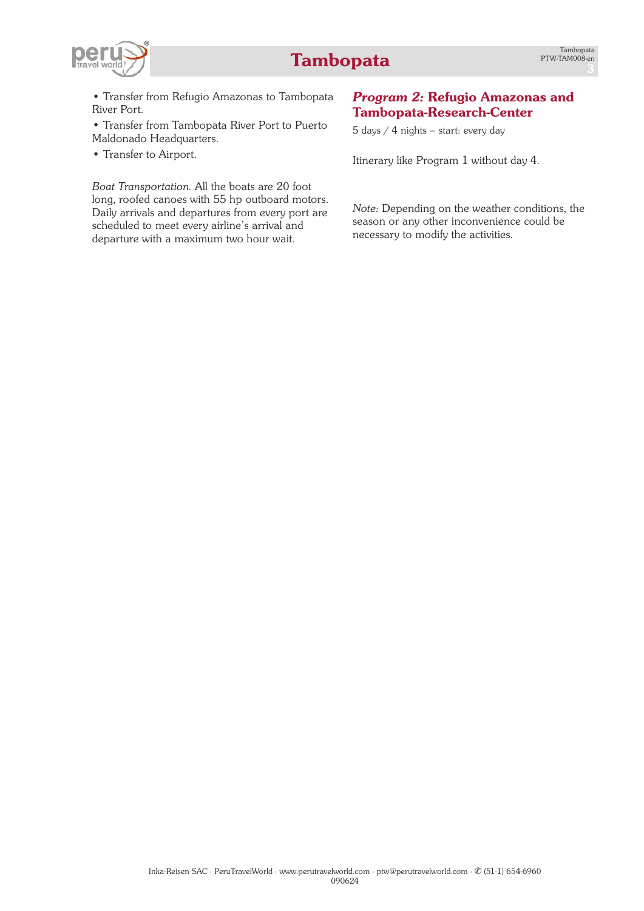- Transfer from Refugio Amazonas to Tambopata River Port.
- Transfer from Tambopata River Port to Puerto Maldonado Headquarters.
- Transfer to Airport.

*Boat Transportation.* All the boats are 20 foot long, roofed canoes with 55 hp outboard motors. Daily arrivals and departures from every port are scheduled to meet every airline's arrival and departure with a maximum two hour wait.

## *Program 2:* Refugio Amazonas and Tambopata-Research-Center

5 days / 4 nights – start: every day

Itinerary like Program 1 without day 4.

*Note:* Depending on the weather conditions, the season or any other inconvenience could be necessary to modify the activities.